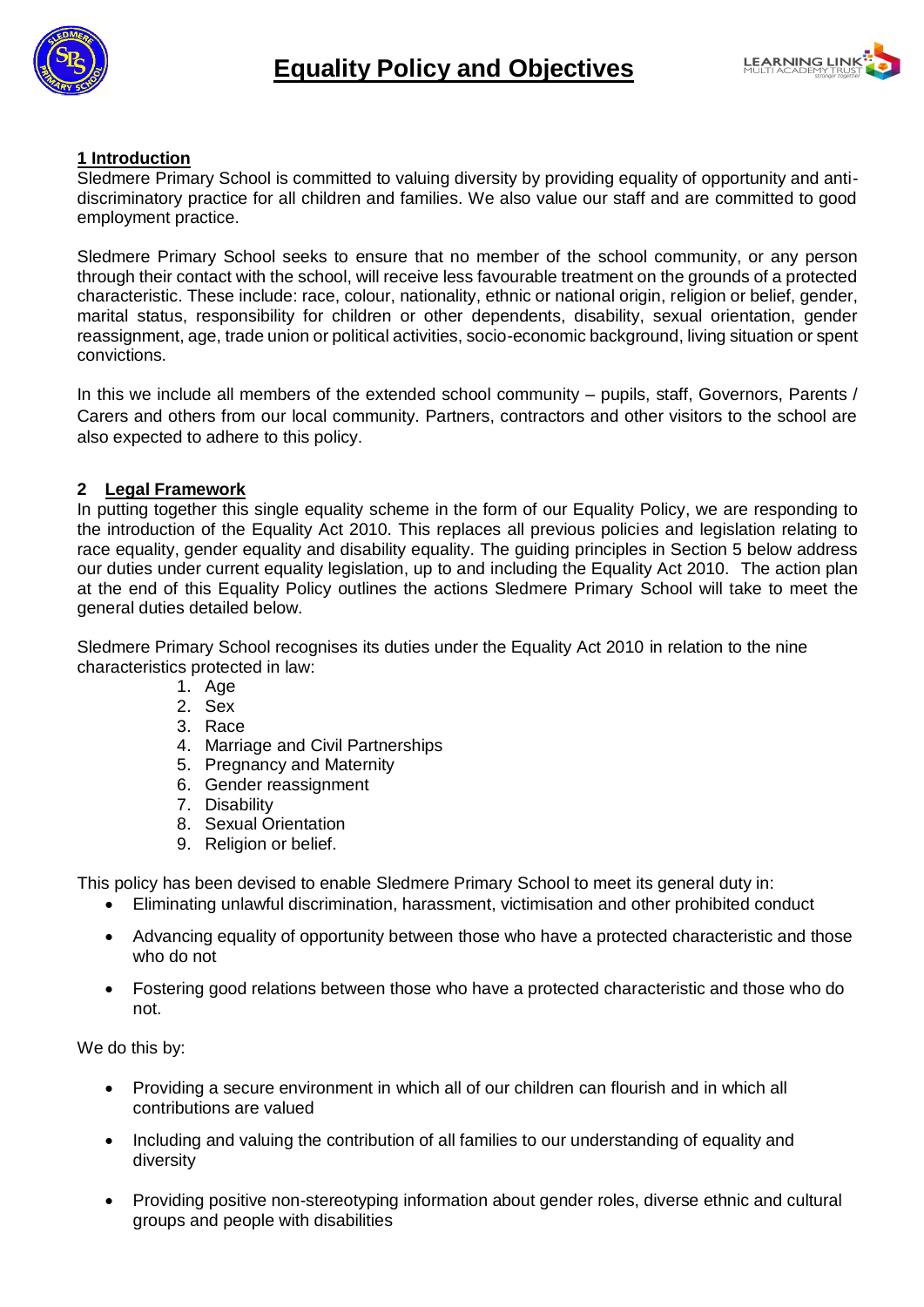# Equality Policy and Objectives

## 1 Introduction

Sledmere Primary School is committed to valuing diversity by providing equality of opportunity and anti-discriminatory practice for all children and families. We also value our staff and are committed to good employment practice.

Sledmere Primary School seeks to ensure that no member of the school community, or any person through their contact with the school, will receive less favourable treatment on the grounds of a protected characteristic. These include: race, colour, nationality, ethnic or national origin, religion or belief, gender, marital status, responsibility for children or other dependents, disability, sexual orientation, gender reassignment, age, trade union or political activities, socio-economic background, living situation or spent convictions.

In this we include all members of the extended school community – pupils, staff, Governors, Parents / Carers and others from our local community. Partners, contractors and other visitors to the school are also expected to adhere to this policy.

## 2 Legal Framework

In putting together this single equality scheme in the form of our Equality Policy, we are responding to the introduction of the Equality Act 2010. This replaces all previous policies and legislation relating to race equality, gender equality and disability equality. The guiding principles in Section 5 below address our duties under current equality legislation, up to and including the Equality Act 2010. The action plan at the end of this Equality Policy outlines the actions Sledmere Primary School will take to meet the general duties detailed below.

Sledmere Primary School recognises its duties under the Equality Act 2010 in relation to the nine characteristics protected in law:

1. Age
2. Sex
3. Race
4. Marriage and Civil Partnerships
5. Pregnancy and Maternity
6. Gender reassignment
7. Disability
8. Sexual Orientation
9. Religion or belief.

This policy has been devised to enable Sledmere Primary School to meet its general duty in:

- Eliminating unlawful discrimination, harassment, victimisation and other prohibited conduct
- Advancing equality of opportunity between those who have a protected characteristic and those who do not
- Fostering good relations between those who have a protected characteristic and those who do not.

We do this by:

- Providing a secure environment in which all of our children can flourish and in which all contributions are valued
- Including and valuing the contribution of all families to our understanding of equality and diversity
- Providing positive non-stereotyping information about gender roles, diverse ethnic and cultural groups and people with disabilities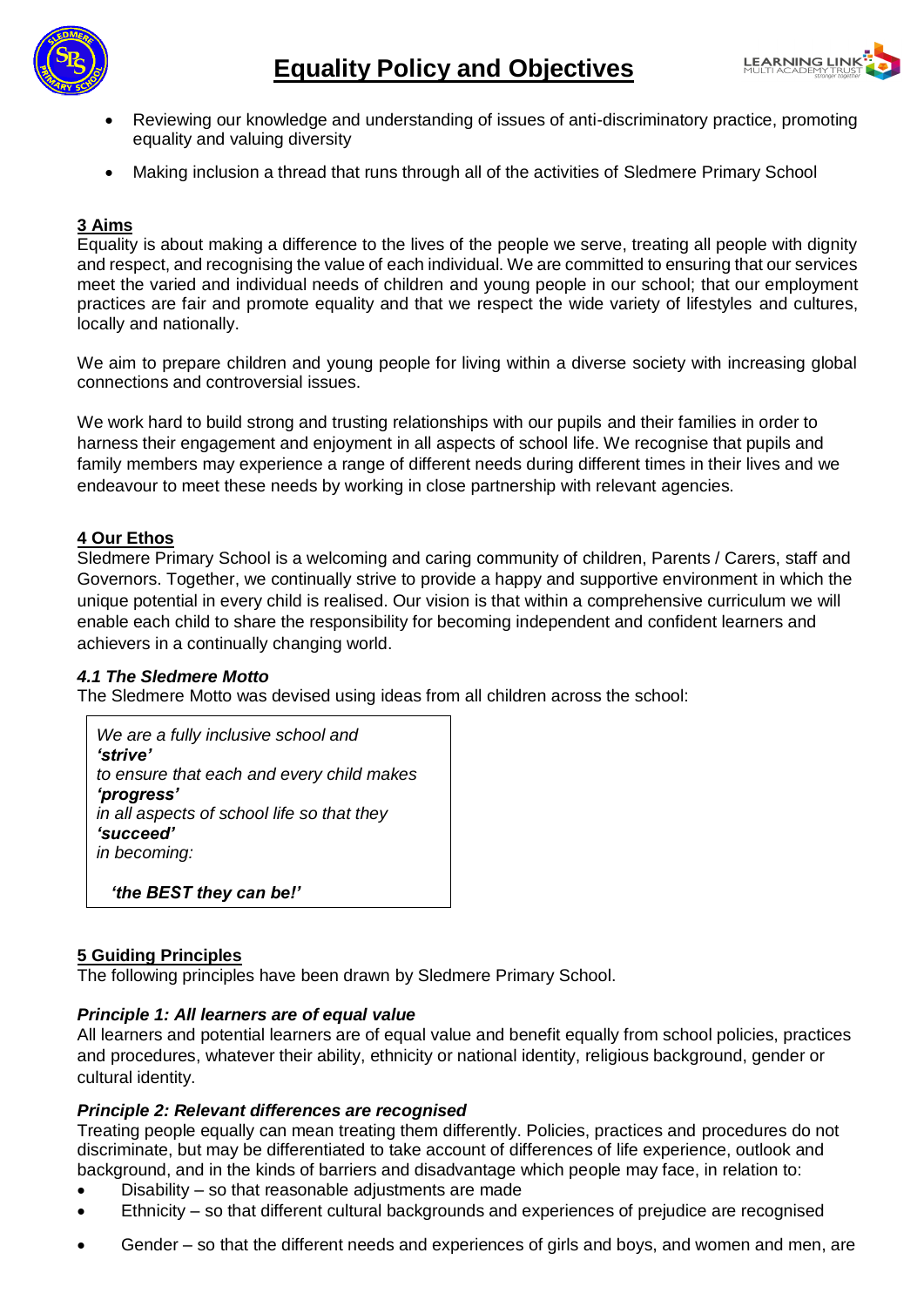- Reviewing our knowledge and understanding of issues of anti-discriminatory practice, promoting equality and valuing diversity
- Making inclusion a thread that runs through all of the activities of Sledmere Primary School

## 3 Aims

Equality is about making a difference to the lives of the people we serve, treating all people with dignity and respect, and recognising the value of each individual. We are committed to ensuring that our services meet the varied and individual needs of children and young people in our school; that our employment practices are fair and promote equality and that we respect the wide variety of lifestyles and cultures, locally and nationally.

We aim to prepare children and young people for living within a diverse society with increasing global connections and controversial issues.

We work hard to build strong and trusting relationships with our pupils and their families in order to harness their engagement and enjoyment in all aspects of school life. We recognise that pupils and family members may experience a range of different needs during different times in their lives and we endeavour to meet these needs by working in close partnership with relevant agencies.

## 4 Our Ethos

Sledmere Primary School is a welcoming and caring community of children, Parents / Carers, staff and Governors. Together, we continually strive to provide a happy and supportive environment in which the unique potential in every child is realised. Our vision is that within a comprehensive curriculum we will enable each child to share the responsibility for becoming independent and confident learners and achievers in a continually changing world.

### *4.1 The Sledmere Motto*

The Sledmere Motto was devised using ideas from all children across the school:

> *We are a fully inclusive school and*
> ***'strive'***
> *to ensure that each and every child makes*
> ***'progress'***
> *in all aspects of school life so that they*
> ***'succeed'***
> *in becoming:*
>
> ***'the BEST they can be!'***

## 5 Guiding Principles

The following principles have been drawn by Sledmere Primary School.

### *Principle 1: All learners are of equal value*

All learners and potential learners are of equal value and benefit equally from school policies, practices and procedures, whatever their ability, ethnicity or national identity, religious background, gender or cultural identity.

### *Principle 2: Relevant differences are recognised*

Treating people equally can mean treating them differently. Policies, practices and procedures do not discriminate, but may be differentiated to take account of differences of life experience, outlook and background, and in the kinds of barriers and disadvantage which people may face, in relation to:

- Disability – so that reasonable adjustments are made
- Ethnicity – so that different cultural backgrounds and experiences of prejudice are recognised
- Gender – so that the different needs and experiences of girls and boys, and women and men, are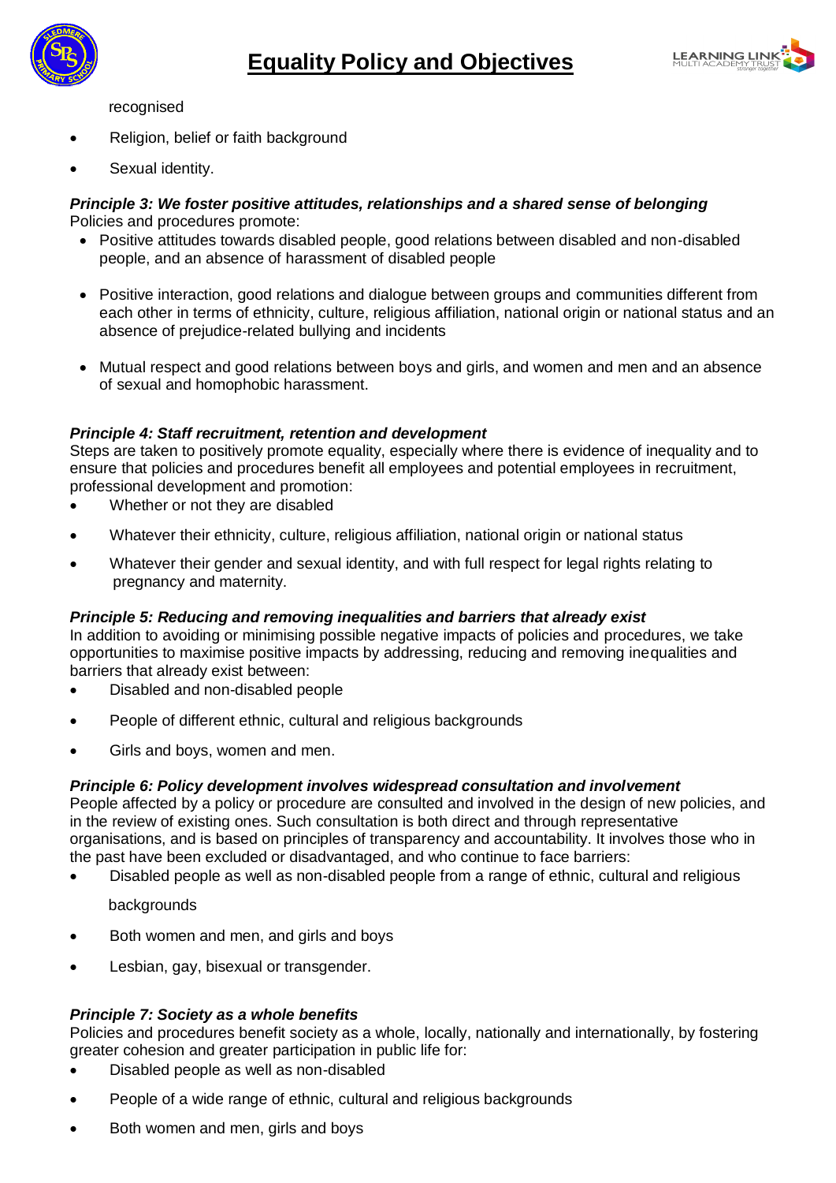recognised

- Religion, belief or faith background
- Sexual identity.

***Principle 3: We foster positive attitudes, relationships and a shared sense of belonging***
Policies and procedures promote:

- Positive attitudes towards disabled people, good relations between disabled and non-disabled people, and an absence of harassment of disabled people
- Positive interaction, good relations and dialogue between groups and communities different from each other in terms of ethnicity, culture, religious affiliation, national origin or national status and an absence of prejudice-related bullying and incidents
- Mutual respect and good relations between boys and girls, and women and men and an absence of sexual and homophobic harassment.

***Principle 4: Staff recruitment, retention and development***
Steps are taken to positively promote equality, especially where there is evidence of inequality and to ensure that policies and procedures benefit all employees and potential employees in recruitment, professional development and promotion:

- Whether or not they are disabled
- Whatever their ethnicity, culture, religious affiliation, national origin or national status
- Whatever their gender and sexual identity, and with full respect for legal rights relating to pregnancy and maternity.

***Principle 5: Reducing and removing inequalities and barriers that already exist***
In addition to avoiding or minimising possible negative impacts of policies and procedures, we take opportunities to maximise positive impacts by addressing, reducing and removing inequalities and barriers that already exist between:

- Disabled and non-disabled people
- People of different ethnic, cultural and religious backgrounds
- Girls and boys, women and men.

***Principle 6: Policy development involves widespread consultation and involvement***
People affected by a policy or procedure are consulted and involved in the design of new policies, and in the review of existing ones. Such consultation is both direct and through representative organisations, and is based on principles of transparency and accountability. It involves those who in the past have been excluded or disadvantaged, and who continue to face barriers:

- Disabled people as well as non-disabled people from a range of ethnic, cultural and religious backgrounds
- Both women and men, and girls and boys
- Lesbian, gay, bisexual or transgender.

***Principle 7: Society as a whole benefits***
Policies and procedures benefit society as a whole, locally, nationally and internationally, by fostering greater cohesion and greater participation in public life for:

- Disabled people as well as non-disabled
- People of a wide range of ethnic, cultural and religious backgrounds
- Both women and men, girls and boys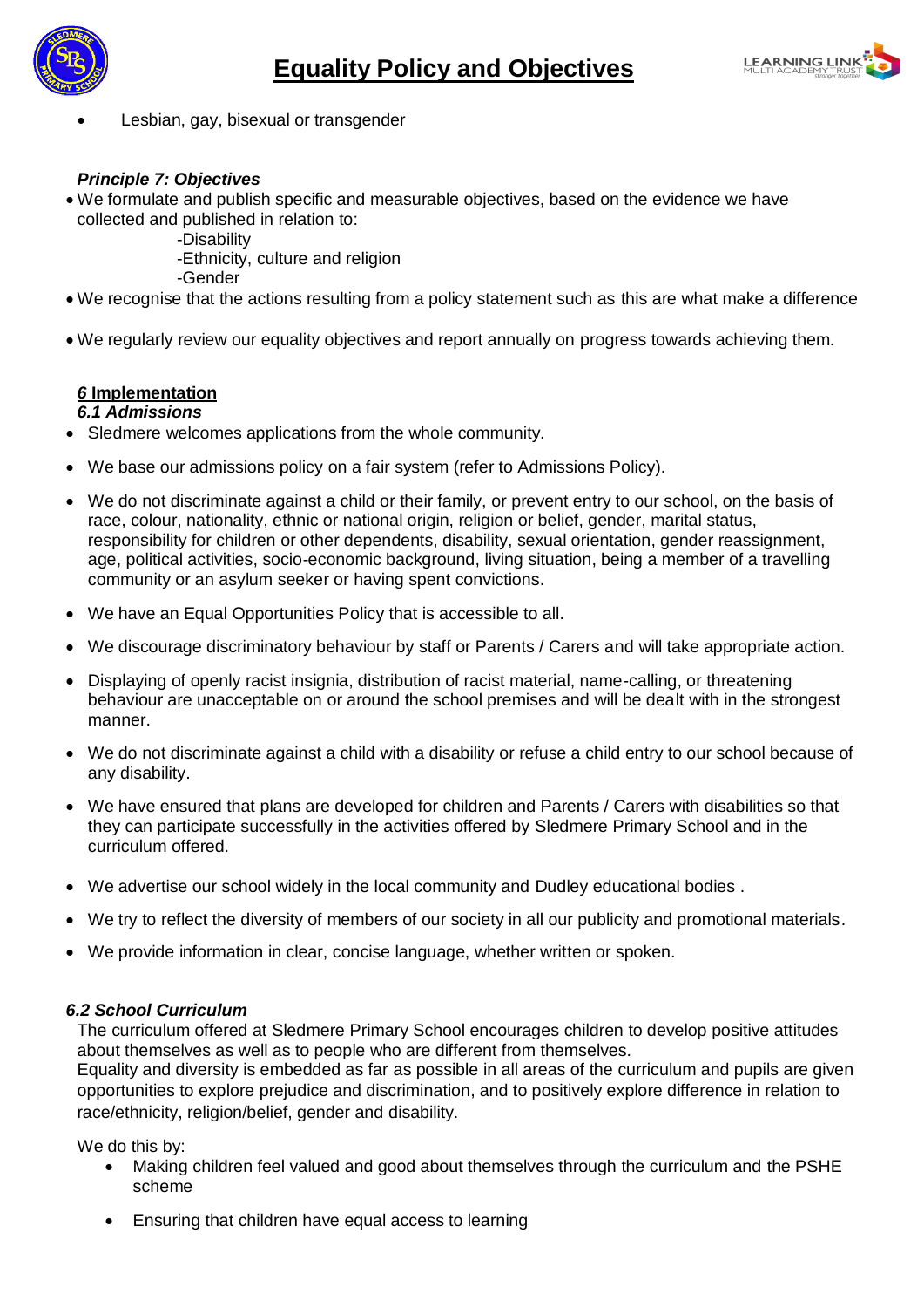- Lesbian, gay, bisexual or transgender

***Principle 7: Objectives***

- We formulate and publish specific and measurable objectives, based on the evidence we have collected and published in relation to:
  - -Disability
  - -Ethnicity, culture and religion
  - -Gender
- We recognise that the actions resulting from a policy statement such as this are what make a difference
- We regularly review our equality objectives and report annually on progress towards achieving them.

## *6* Implementation

### *6.1 Admissions*

- Sledmere welcomes applications from the whole community.
- We base our admissions policy on a fair system (refer to Admissions Policy).
- We do not discriminate against a child or their family, or prevent entry to our school, on the basis of race, colour, nationality, ethnic or national origin, religion or belief, gender, marital status, responsibility for children or other dependents, disability, sexual orientation, gender reassignment, age, political activities, socio-economic background, living situation, being a member of a travelling community or an asylum seeker or having spent convictions.
- We have an Equal Opportunities Policy that is accessible to all.
- We discourage discriminatory behaviour by staff or Parents / Carers and will take appropriate action.
- Displaying of openly racist insignia, distribution of racist material, name-calling, or threatening behaviour are unacceptable on or around the school premises and will be dealt with in the strongest manner.
- We do not discriminate against a child with a disability or refuse a child entry to our school because of any disability.
- We have ensured that plans are developed for children and Parents / Carers with disabilities so that they can participate successfully in the activities offered by Sledmere Primary School and in the curriculum offered.
- We advertise our school widely in the local community and Dudley educational bodies .
- We try to reflect the diversity of members of our society in all our publicity and promotional materials.
- We provide information in clear, concise language, whether written or spoken.

### *6.2 School Curriculum*

The curriculum offered at Sledmere Primary School encourages children to develop positive attitudes about themselves as well as to people who are different from themselves.
Equality and diversity is embedded as far as possible in all areas of the curriculum and pupils are given opportunities to explore prejudice and discrimination, and to positively explore difference in relation to race/ethnicity, religion/belief, gender and disability.

We do this by:

- Making children feel valued and good about themselves through the curriculum and the PSHE scheme
- Ensuring that children have equal access to learning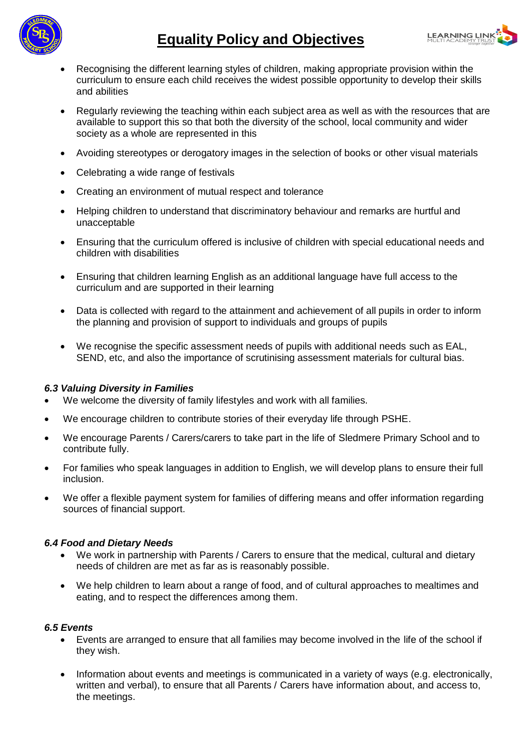- Recognising the different learning styles of children, making appropriate provision within the curriculum to ensure each child receives the widest possible opportunity to develop their skills and abilities
- Regularly reviewing the teaching within each subject area as well as with the resources that are available to support this so that both the diversity of the school, local community and wider society as a whole are represented in this
- Avoiding stereotypes or derogatory images in the selection of books or other visual materials
- Celebrating a wide range of festivals
- Creating an environment of mutual respect and tolerance
- Helping children to understand that discriminatory behaviour and remarks are hurtful and unacceptable
- Ensuring that the curriculum offered is inclusive of children with special educational needs and children with disabilities
- Ensuring that children learning English as an additional language have full access to the curriculum and are supported in their learning
- Data is collected with regard to the attainment and achievement of all pupils in order to inform the planning and provision of support to individuals and groups of pupils
- We recognise the specific assessment needs of pupils with additional needs such as EAL, SEND, etc, and also the importance of scrutinising assessment materials for cultural bias.

***6.3 Valuing Diversity in Families***

- We welcome the diversity of family lifestyles and work with all families.
- We encourage children to contribute stories of their everyday life through PSHE.
- We encourage Parents / Carers/carers to take part in the life of Sledmere Primary School and to contribute fully.
- For families who speak languages in addition to English, we will develop plans to ensure their full inclusion.
- We offer a flexible payment system for families of differing means and offer information regarding sources of financial support.

***6.4 Food and Dietary Needs***

- We work in partnership with Parents / Carers to ensure that the medical, cultural and dietary needs of children are met as far as is reasonably possible.
- We help children to learn about a range of food, and of cultural approaches to mealtimes and eating, and to respect the differences among them.

***6.5 Events***

- Events are arranged to ensure that all families may become involved in the life of the school if they wish.
- Information about events and meetings is communicated in a variety of ways (e.g. electronically, written and verbal), to ensure that all Parents / Carers have information about, and access to, the meetings.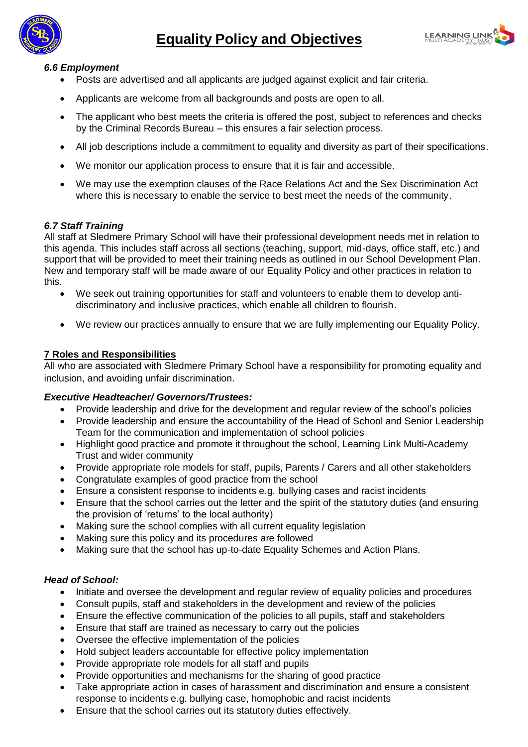### *6.6 Employment*

- Posts are advertised and all applicants are judged against explicit and fair criteria.
- Applicants are welcome from all backgrounds and posts are open to all.
- The applicant who best meets the criteria is offered the post, subject to references and checks by the Criminal Records Bureau – this ensures a fair selection process.
- All job descriptions include a commitment to equality and diversity as part of their specifications.
- We monitor our application process to ensure that it is fair and accessible.
- We may use the exemption clauses of the Race Relations Act and the Sex Discrimination Act where this is necessary to enable the service to best meet the needs of the community.

### *6.7 Staff Training*

All staff at Sledmere Primary School will have their professional development needs met in relation to this agenda. This includes staff across all sections (teaching, support, mid-days, office staff, etc.) and support that will be provided to meet their training needs as outlined in our School Development Plan. New and temporary staff will be made aware of our Equality Policy and other practices in relation to this.

- We seek out training opportunities for staff and volunteers to enable them to develop anti-discriminatory and inclusive practices, which enable all children to flourish.
- We review our practices annually to ensure that we are fully implementing our Equality Policy.

## 7 Roles and Responsibilities

All who are associated with Sledmere Primary School have a responsibility for promoting equality and inclusion, and avoiding unfair discrimination.

***Executive Headteacher/ Governors/Trustees:***

- Provide leadership and drive for the development and regular review of the school's policies
- Provide leadership and ensure the accountability of the Head of School and Senior Leadership Team for the communication and implementation of school policies
- Highlight good practice and promote it throughout the school, Learning Link Multi-Academy Trust and wider community
- Provide appropriate role models for staff, pupils, Parents / Carers and all other stakeholders
- Congratulate examples of good practice from the school
- Ensure a consistent response to incidents e.g. bullying cases and racist incidents
- Ensure that the school carries out the letter and the spirit of the statutory duties (and ensuring the provision of 'returns' to the local authority)
- Making sure the school complies with all current equality legislation
- Making sure this policy and its procedures are followed
- Making sure that the school has up-to-date Equality Schemes and Action Plans.

***Head of School:***

- Initiate and oversee the development and regular review of equality policies and procedures
- Consult pupils, staff and stakeholders in the development and review of the policies
- Ensure the effective communication of the policies to all pupils, staff and stakeholders
- Ensure that staff are trained as necessary to carry out the policies
- Oversee the effective implementation of the policies
- Hold subject leaders accountable for effective policy implementation
- Provide appropriate role models for all staff and pupils
- Provide opportunities and mechanisms for the sharing of good practice
- Take appropriate action in cases of harassment and discrimination and ensure a consistent response to incidents e.g. bullying case, homophobic and racist incidents
- Ensure that the school carries out its statutory duties effectively.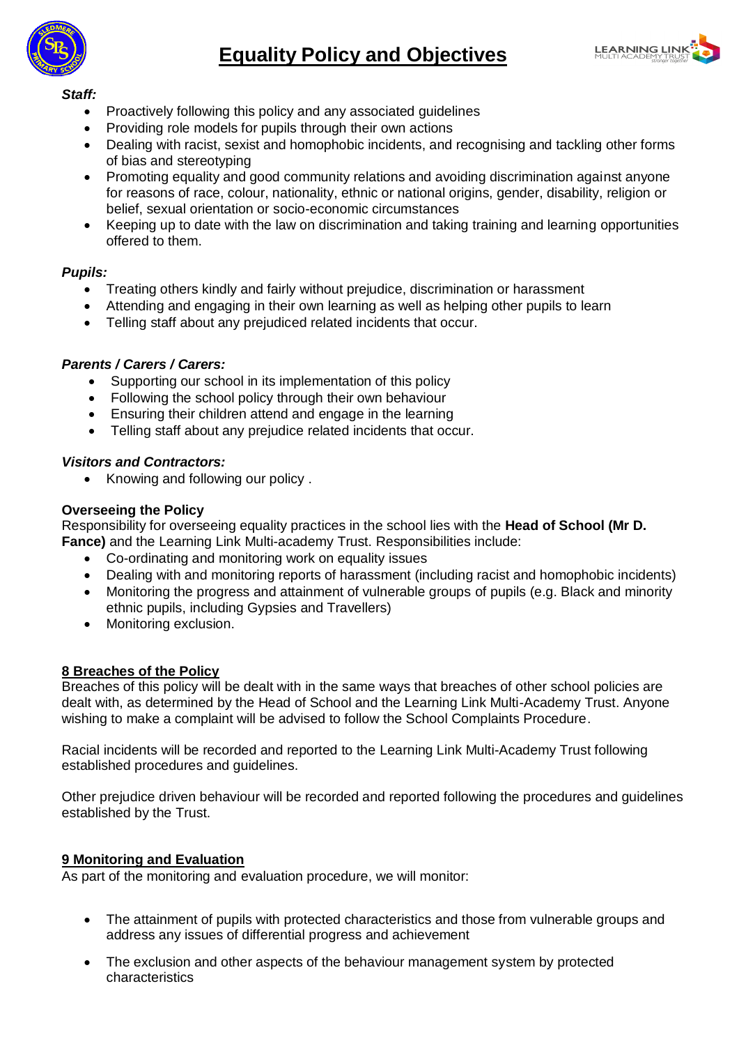***Staff:***

- Proactively following this policy and any associated guidelines
- Providing role models for pupils through their own actions
- Dealing with racist, sexist and homophobic incidents, and recognising and tackling other forms of bias and stereotyping
- Promoting equality and good community relations and avoiding discrimination against anyone for reasons of race, colour, nationality, ethnic or national origins, gender, disability, religion or belief, sexual orientation or socio-economic circumstances
- Keeping up to date with the law on discrimination and taking training and learning opportunities offered to them.

***Pupils:***

- Treating others kindly and fairly without prejudice, discrimination or harassment
- Attending and engaging in their own learning as well as helping other pupils to learn
- Telling staff about any prejudiced related incidents that occur.

***Parents / Carers / Carers:***

- Supporting our school in its implementation of this policy
- Following the school policy through their own behaviour
- Ensuring their children attend and engage in the learning
- Telling staff about any prejudice related incidents that occur.

***Visitors and Contractors:***

- Knowing and following our policy .

**Overseeing the Policy**

Responsibility for overseeing equality practices in the school lies with the **Head of School (Mr D. Fance)** and the Learning Link Multi-academy Trust. Responsibilities include:

- Co-ordinating and monitoring work on equality issues
- Dealing with and monitoring reports of harassment (including racist and homophobic incidents)
- Monitoring the progress and attainment of vulnerable groups of pupils (e.g. Black and minority ethnic pupils, including Gypsies and Travellers)
- Monitoring exclusion.

## 8 Breaches of the Policy

Breaches of this policy will be dealt with in the same ways that breaches of other school policies are dealt with, as determined by the Head of School and the Learning Link Multi-Academy Trust. Anyone wishing to make a complaint will be advised to follow the School Complaints Procedure.

Racial incidents will be recorded and reported to the Learning Link Multi-Academy Trust following established procedures and guidelines.

Other prejudice driven behaviour will be recorded and reported following the procedures and guidelines established by the Trust.

## 9 Monitoring and Evaluation

As part of the monitoring and evaluation procedure, we will monitor:

- The attainment of pupils with protected characteristics and those from vulnerable groups and address any issues of differential progress and achievement
- The exclusion and other aspects of the behaviour management system by protected characteristics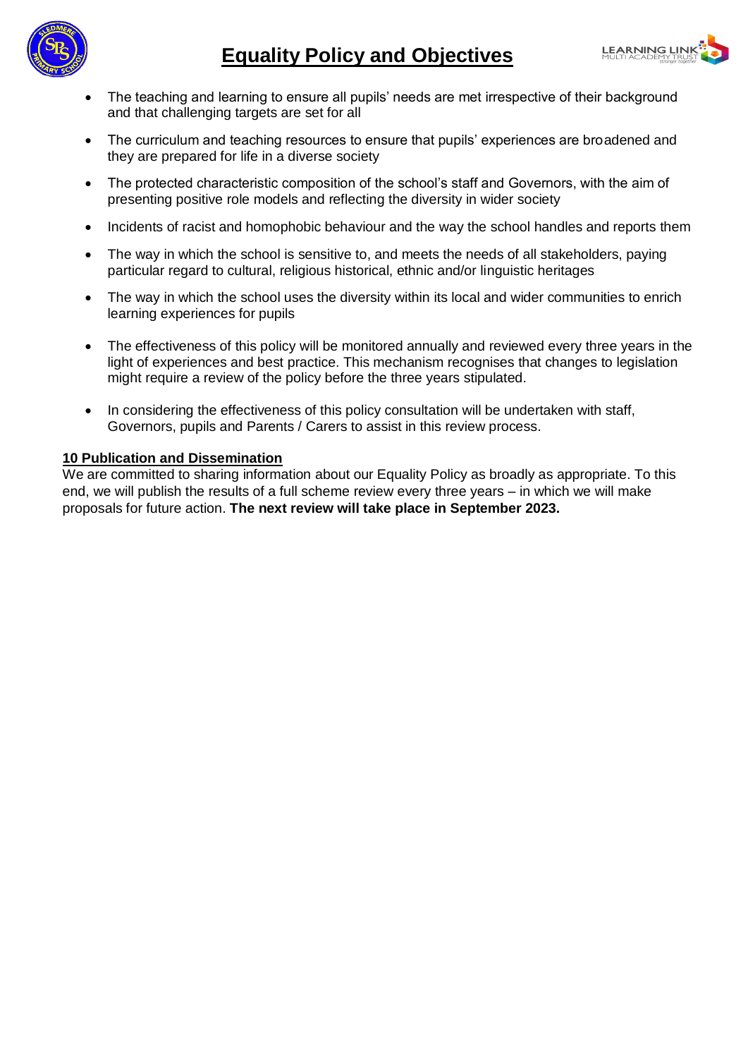- The teaching and learning to ensure all pupils' needs are met irrespective of their background and that challenging targets are set for all
- The curriculum and teaching resources to ensure that pupils' experiences are broadened and they are prepared for life in a diverse society
- The protected characteristic composition of the school's staff and Governors, with the aim of presenting positive role models and reflecting the diversity in wider society
- Incidents of racist and homophobic behaviour and the way the school handles and reports them
- The way in which the school is sensitive to, and meets the needs of all stakeholders, paying particular regard to cultural, religious historical, ethnic and/or linguistic heritages
- The way in which the school uses the diversity within its local and wider communities to enrich learning experiences for pupils
- The effectiveness of this policy will be monitored annually and reviewed every three years in the light of experiences and best practice. This mechanism recognises that changes to legislation might require a review of the policy before the three years stipulated.
- In considering the effectiveness of this policy consultation will be undertaken with staff, Governors, pupils and Parents / Carers to assist in this review process.

## 10 Publication and Dissemination

We are committed to sharing information about our Equality Policy as broadly as appropriate. To this end, we will publish the results of a full scheme review every three years – in which we will make proposals for future action. **The next review will take place in September 2023.**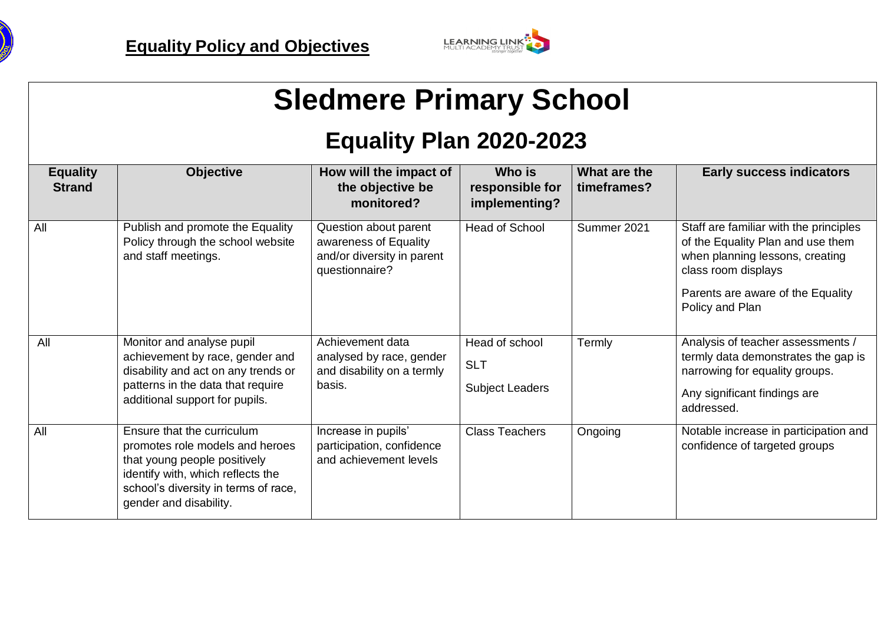# Sledmere Primary School

## Equality Plan 2020-2023

| Equality Strand | Objective | How will the impact of the objective be monitored? | Who is responsible for implementing? | What are the timeframes? | Early success indicators |
|---|---|---|---|---|---|
| All | Publish and promote the Equality Policy through the school website and staff meetings. | Question about parent awareness of Equality and/or diversity in parent questionnaire? | Head of School | Summer 2021 | Staff are familiar with the principles of the Equality Plan and use them when planning lessons, creating class room displays<br><br>Parents are aware of the Equality Policy and Plan |
| All | Monitor and analyse pupil achievement by race, gender and disability and act on any trends or patterns in the data that require additional support for pupils. | Achievement data analysed by race, gender and disability on a termly basis. | Head of school<br><br>SLT<br><br>Subject Leaders | Termly | Analysis of teacher assessments / termly data demonstrates the gap is narrowing for equality groups.<br><br>Any significant findings are addressed. |
| All | Ensure that the curriculum promotes role models and heroes that young people positively identify with, which reflects the school's diversity in terms of race, gender and disability. | Increase in pupils' participation, confidence and achievement levels | Class Teachers | Ongoing | Notable increase in participation and confidence of targeted groups |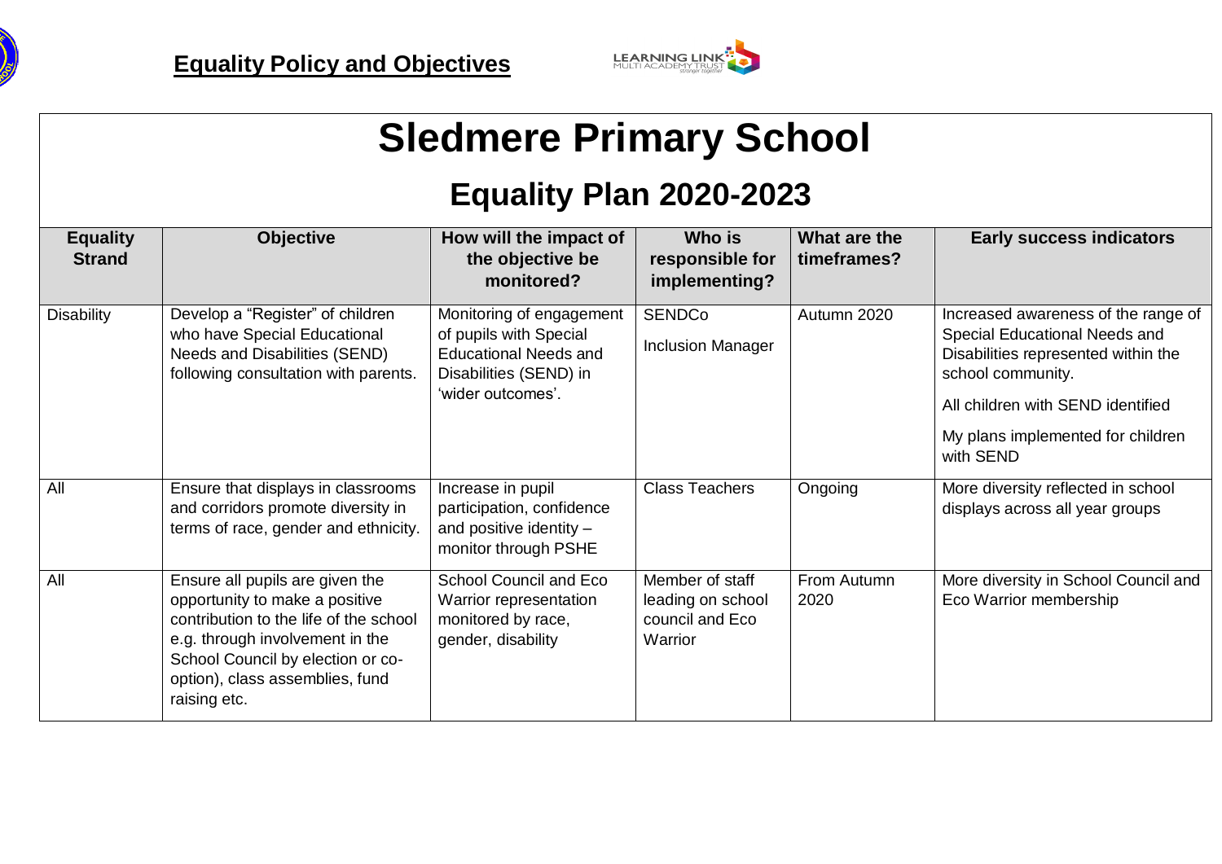**Equality Policy and Objectives**

# Sledmere Primary School

## Equality Plan 2020-2023

| Equality Strand | Objective | How will the impact of the objective be monitored? | Who is responsible for implementing? | What are the timeframes? | Early success indicators |
|---|---|---|---|---|---|
| Disability | Develop a "Register" of children who have Special Educational Needs and Disabilities (SEND) following consultation with parents. | Monitoring of engagement of pupils with Special Educational Needs and Disabilities (SEND) in 'wider outcomes'. | SENDCo<br><br>Inclusion Manager | Autumn 2020 | Increased awareness of the range of Special Educational Needs and Disabilities represented within the school community.<br><br>All children with SEND identified<br><br>My plans implemented for children with SEND |
| All | Ensure that displays in classrooms and corridors promote diversity in terms of race, gender and ethnicity. | Increase in pupil participation, confidence and positive identity – monitor through PSHE | Class Teachers | Ongoing | More diversity reflected in school displays across all year groups |
| All | Ensure all pupils are given the opportunity to make a positive contribution to the life of the school e.g. through involvement in the School Council by election or co-option), class assemblies, fund raising etc. | School Council and Eco Warrior representation monitored by race, gender, disability | Member of staff leading on school council and Eco Warrior | From Autumn 2020 | More diversity in School Council and Eco Warrior membership |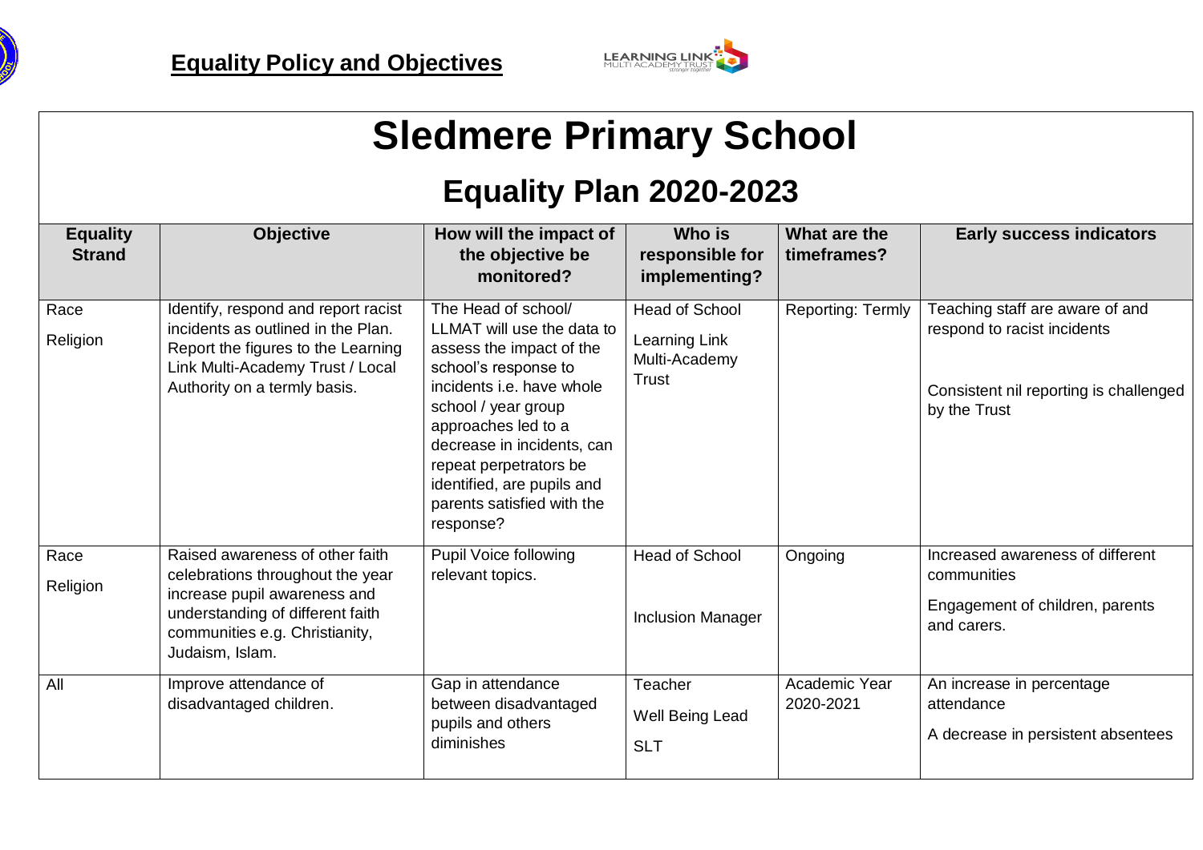## Equality Policy and Objectives

# Sledmere Primary School

## Equality Plan 2020-2023

| Equality Strand | Objective | How will the impact of the objective be monitored? | Who is responsible for implementing? | What are the timeframes? | Early success indicators |
|---|---|---|---|---|---|
| Race<br>Religion | Identify, respond and report racist incidents as outlined in the Plan. Report the figures to the Learning Link Multi-Academy Trust / Local Authority on a termly basis. | The Head of school/ LLMAT will use the data to assess the impact of the school's response to incidents i.e. have whole school / year group approaches led to a decrease in incidents, can repeat perpetrators be identified, are pupils and parents satisfied with the response? | Head of School<br>Learning Link Multi-Academy Trust | Reporting: Termly | Teaching staff are aware of and respond to racist incidents<br>Consistent nil reporting is challenged by the Trust |
| Race<br>Religion | Raised awareness of other faith celebrations throughout the year increase pupil awareness and understanding of different faith communities e.g. Christianity, Judaism, Islam. | Pupil Voice following relevant topics. | Head of School<br>Inclusion Manager | Ongoing | Increased awareness of different communities<br>Engagement of children, parents and carers. |
| All | Improve attendance of disadvantaged children. | Gap in attendance between disadvantaged pupils and others diminishes | Teacher<br>Well Being Lead<br>SLT | Academic Year 2020-2021 | An increase in percentage attendance<br>A decrease in persistent absentees |